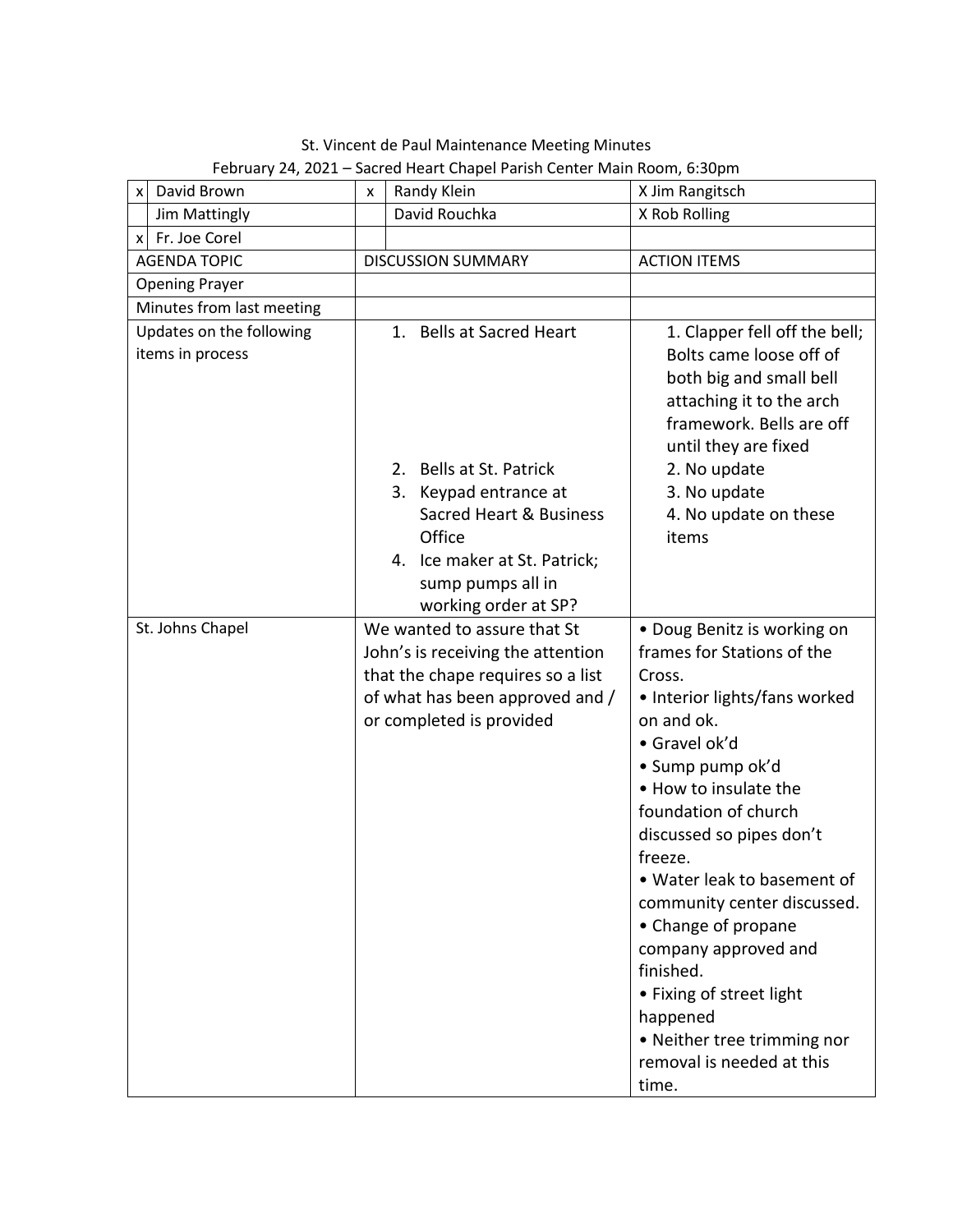St. Vincent de Paul Maintenance Meeting Minutes

February 24, 2021 – Sacred Heart Chapel Parish Center Main Room, 6:30pm

| x | David Brown | x | Randy Klein | X Jim Rangitsch |
|---|---|---|---|---|
| | Jim Mattingly | | David Rouchka | X Rob Rolling |
| x | Fr. Joe Corel | | | |

| AGENDA TOPIC | DISCUSSION SUMMARY | ACTION ITEMS |
|---|---|---|
| Opening Prayer | | |
| Minutes from last meeting | | |
| Updates on the following items in process | 1. Bells at Sacred Heart<br>2. Bells at St. Patrick<br>3. Keypad entrance at Sacred Heart & Business Office<br>4. Ice maker at St. Patrick; sump pumps all in working order at SP? | 1. Clapper fell off the bell; Bolts came loose off of both big and small bell attaching it to the arch framework. Bells are off until they are fixed<br>2. No update<br>3. No update<br>4. No update on these items |
| St. Johns Chapel | We wanted to assure that St John's is receiving the attention that the chape requires so a list of what has been approved and / or completed is provided | • Doug Benitz is working on frames for Stations of the Cross.<br>• Interior lights/fans worked on and ok.<br>• Gravel ok'd<br>• Sump pump ok'd<br>• How to insulate the foundation of church discussed so pipes don't freeze.<br>• Water leak to basement of community center discussed.<br>• Change of propane company approved and finished.<br>• Fixing of street light happened<br>• Neither tree trimming nor removal is needed at this time. |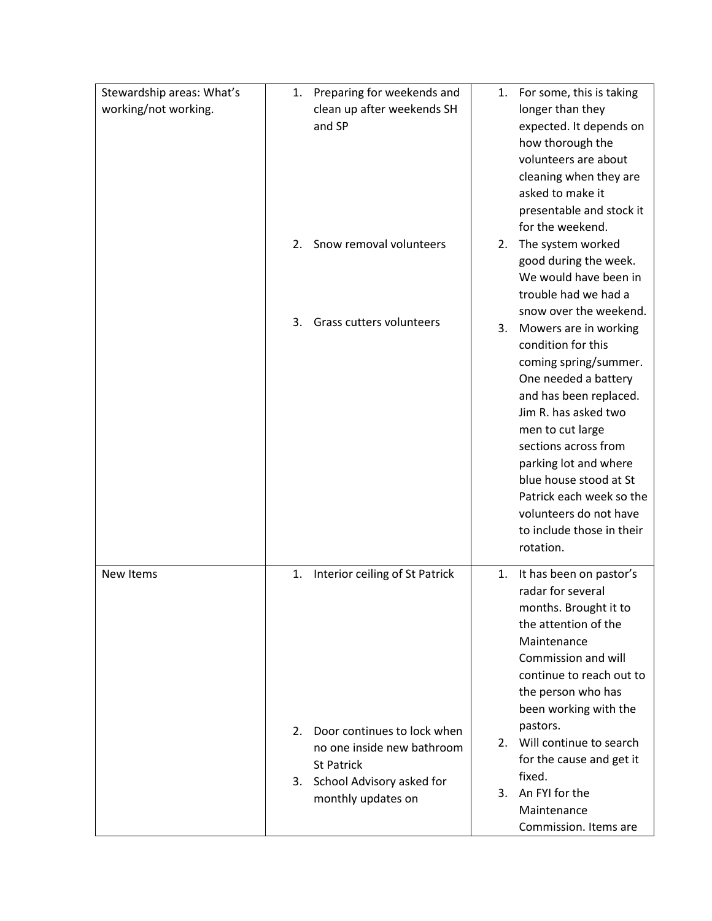| | | |
|---|---|---|
| Stewardship areas: What's working/not working. | 1. Preparing for weekends and clean up after weekends SH and SP<br>2. Snow removal volunteers<br>3. Grass cutters volunteers | 1. For some, this is taking longer than they expected. It depends on how thorough the volunteers are about cleaning when they are asked to make it presentable and stock it for the weekend.<br>2. The system worked good during the week. We would have been in trouble had we had a snow over the weekend.<br>3. Mowers are in working condition for this coming spring/summer. One needed a battery and has been replaced. Jim R. has asked two men to cut large sections across from parking lot and where blue house stood at St Patrick each week so the volunteers do not have to include those in their rotation. |
| New Items | 1. Interior ceiling of St Patrick<br>2. Door continues to lock when no one inside new bathroom St Patrick<br>3. School Advisory asked for monthly updates on | 1. It has been on pastor's radar for several months. Brought it to the attention of the Maintenance Commission and will continue to reach out to the person who has been working with the pastors.<br>2. Will continue to search for the cause and get it fixed.<br>3. An FYI for the Maintenance Commission. Items are |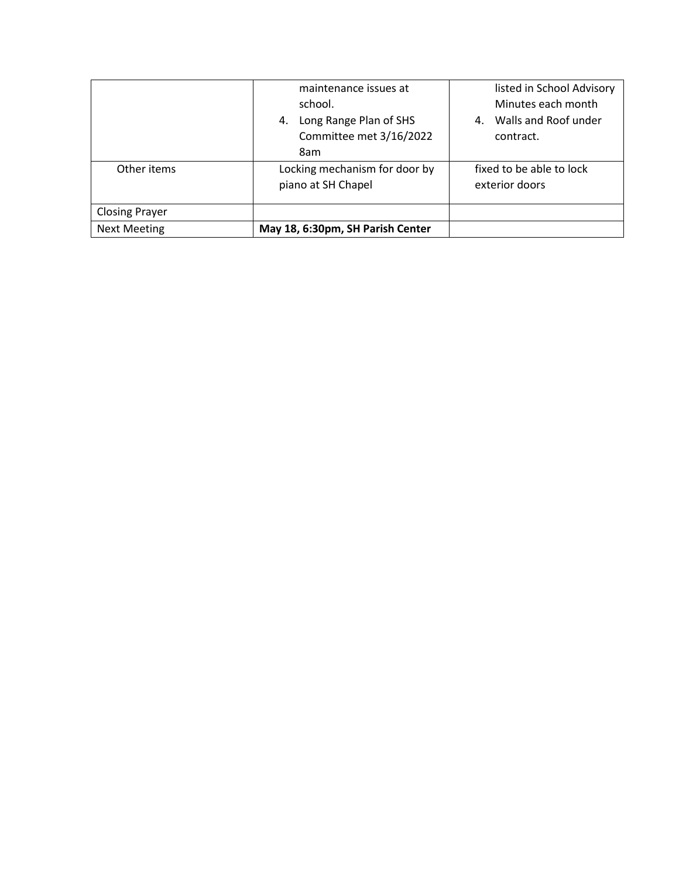| | | |
|---|---|---|
| | maintenance issues at school.<br>4. Long Range Plan of SHS Committee met 3/16/2022 8am | listed in School Advisory Minutes each month<br>4. Walls and Roof under contract. |
| Other items | Locking mechanism for door by piano at SH Chapel | fixed to be able to lock exterior doors |
| Closing Prayer | | |
| Next Meeting | **May 18, 6:30pm, SH Parish Center** | |